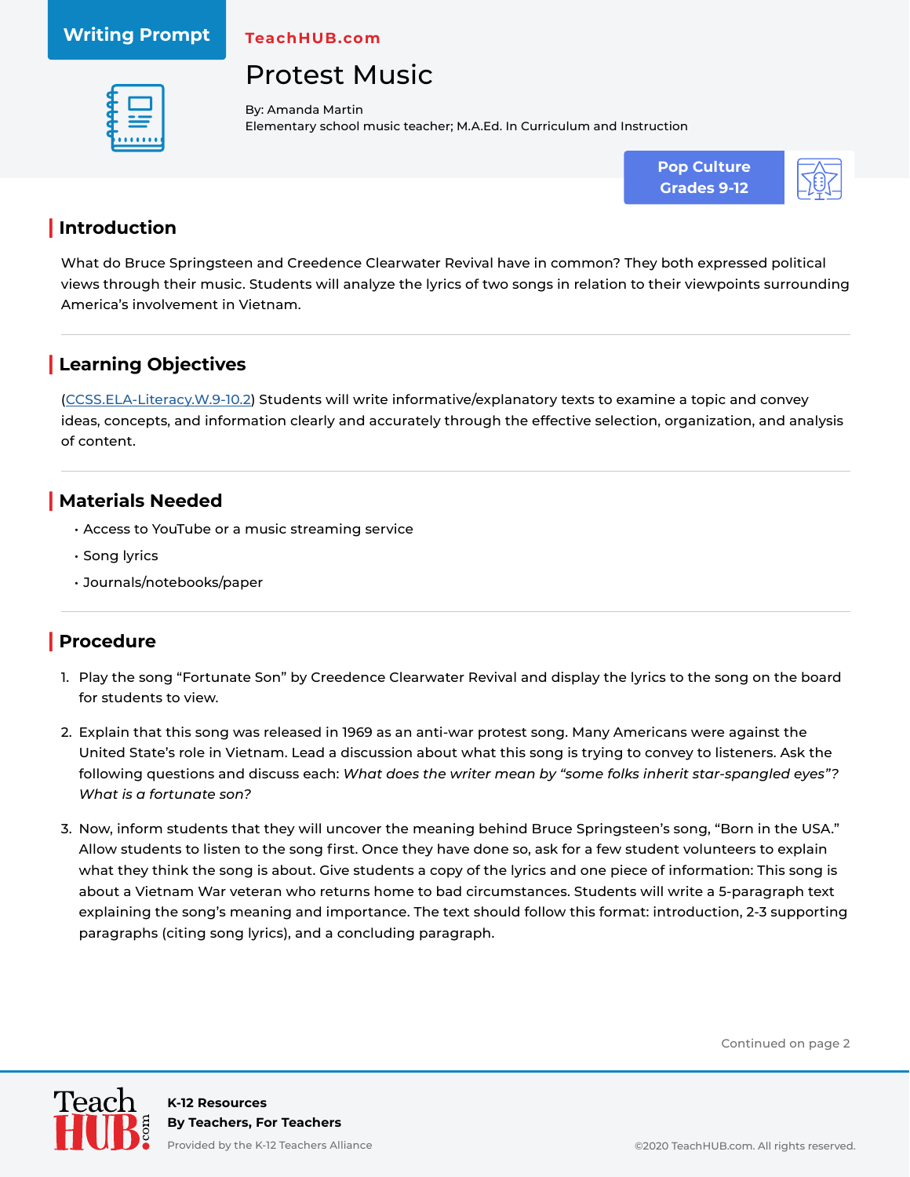Writing Prompt

TeachHUB.com

# Protest Music

By: Amanda Martin
Elementary school music teacher; M.A.Ed. In Curriculum and Instruction

**Pop Culture**
**Grades 9-12**

## Introduction

What do Bruce Springsteen and Creedence Clearwater Revival have in common? They both expressed political views through their music. Students will analyze the lyrics of two songs in relation to their viewpoints surrounding America's involvement in Vietnam.

## Learning Objectives

(CCSS.ELA-Literacy.W.9-10.2) Students will write informative/explanatory texts to examine a topic and convey ideas, concepts, and information clearly and accurately through the effective selection, organization, and analysis of content.

## Materials Needed

- Access to YouTube or a music streaming service
- Song lyrics
- Journals/notebooks/paper

## Procedure

1. Play the song "Fortunate Son" by Creedence Clearwater Revival and display the lyrics to the song on the board for students to view.
2. Explain that this song was released in 1969 as an anti-war protest song. Many Americans were against the United State's role in Vietnam. Lead a discussion about what this song is trying to convey to listeners. Ask the following questions and discuss each: *What does the writer mean by "some folks inherit star-spangled eyes"? What is a fortunate son?*
3. Now, inform students that they will uncover the meaning behind Bruce Springsteen's song, "Born in the USA." Allow students to listen to the song first. Once they have done so, ask for a few student volunteers to explain what they think the song is about. Give students a copy of the lyrics and one piece of information: This song is about a Vietnam War veteran who returns home to bad circumstances. Students will write a 5-paragraph text explaining the song's meaning and importance. The text should follow this format: introduction, 2-3 supporting paragraphs (citing song lyrics), and a concluding paragraph.

Continued on page 2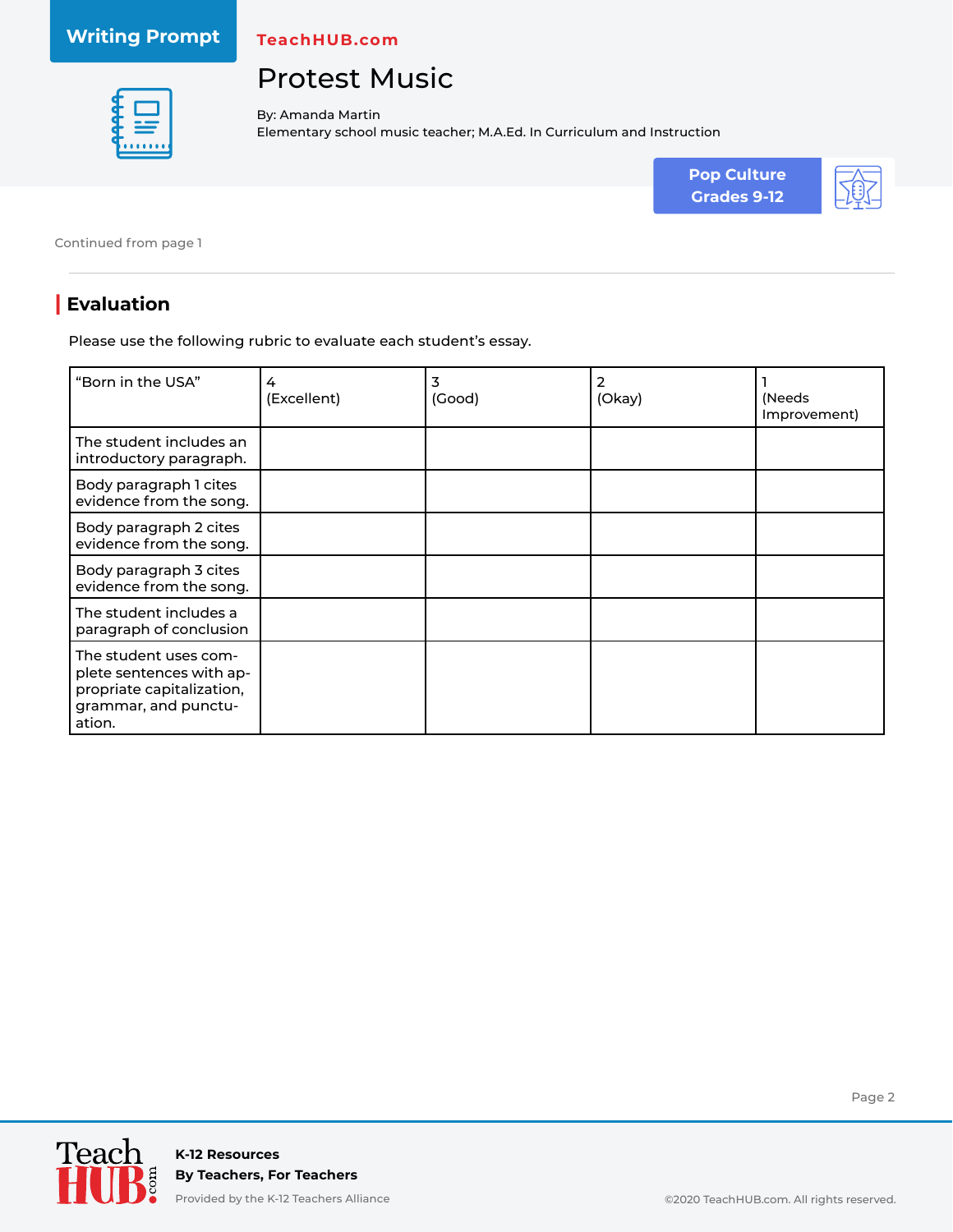Writing Prompt

TeachHUB.com

# Protest Music

By: Amanda Martin
Elementary school music teacher; M.A.Ed. In Curriculum and Instruction

Pop Culture
Grades 9-12

Continued from page 1

## Evaluation

Please use the following rubric to evaluate each student's essay.

| "Born in the USA" | 4 (Excellent) | 3 (Good) | 2 (Okay) | 1 (Needs Improvement) |
|---|---|---|---|---|
| The student includes an introductory paragraph. | | | | |
| Body paragraph 1 cites evidence from the song. | | | | |
| Body paragraph 2 cites evidence from the song. | | | | |
| Body paragraph 3 cites evidence from the song. | | | | |
| The student includes a paragraph of conclusion | | | | |
| The student uses complete sentences with appropriate capitalization, grammar, and punctuation. | | | | |

K-12 Resources
By Teachers, For Teachers
Provided by the K-12 Teachers Alliance

©2020 TeachHUB.com. All rights reserved.